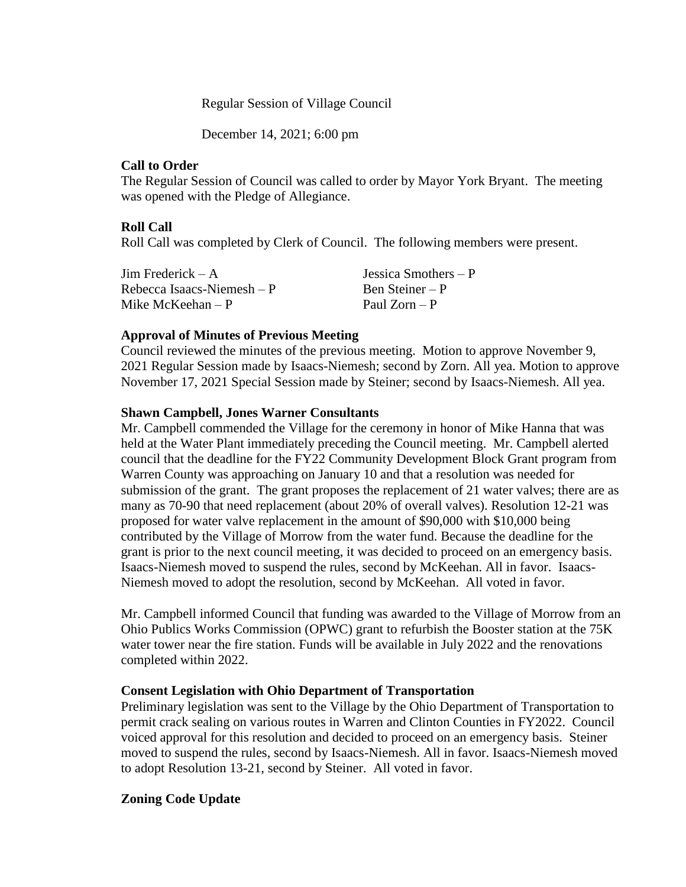Regular Session of Village Council

December 14, 2021; 6:00 pm

**Call to Order**
The Regular Session of Council was called to order by Mayor York Bryant. The meeting was opened with the Pledge of Allegiance.

**Roll Call**
Roll Call was completed by Clerk of Council. The following members were present.

| | |
|---|---|
| Jim Frederick – A | Jessica Smothers – P |
| Rebecca Isaacs-Niemesh – P | Ben Steiner – P |
| Mike McKeehan – P | Paul Zorn – P |

**Approval of Minutes of Previous Meeting**
Council reviewed the minutes of the previous meeting. Motion to approve November 9, 2021 Regular Session made by Isaacs-Niemesh; second by Zorn. All yea. Motion to approve November 17, 2021 Special Session made by Steiner; second by Isaacs-Niemesh. All yea.

**Shawn Campbell, Jones Warner Consultants**
Mr. Campbell commended the Village for the ceremony in honor of Mike Hanna that was held at the Water Plant immediately preceding the Council meeting. Mr. Campbell alerted council that the deadline for the FY22 Community Development Block Grant program from Warren County was approaching on January 10 and that a resolution was needed for submission of the grant. The grant proposes the replacement of 21 water valves; there are as many as 70-90 that need replacement (about 20% of overall valves). Resolution 12-21 was proposed for water valve replacement in the amount of $90,000 with $10,000 being contributed by the Village of Morrow from the water fund. Because the deadline for the grant is prior to the next council meeting, it was decided to proceed on an emergency basis. Isaacs-Niemesh moved to suspend the rules, second by McKeehan. All in favor. Isaacs-Niemesh moved to adopt the resolution, second by McKeehan. All voted in favor.

Mr. Campbell informed Council that funding was awarded to the Village of Morrow from an Ohio Publics Works Commission (OPWC) grant to refurbish the Booster station at the 75K water tower near the fire station. Funds will be available in July 2022 and the renovations completed within 2022.

**Consent Legislation with Ohio Department of Transportation**
Preliminary legislation was sent to the Village by the Ohio Department of Transportation to permit crack sealing on various routes in Warren and Clinton Counties in FY2022. Council voiced approval for this resolution and decided to proceed on an emergency basis. Steiner moved to suspend the rules, second by Isaacs-Niemesh. All in favor. Isaacs-Niemesh moved to adopt Resolution 13-21, second by Steiner. All voted in favor.

**Zoning Code Update**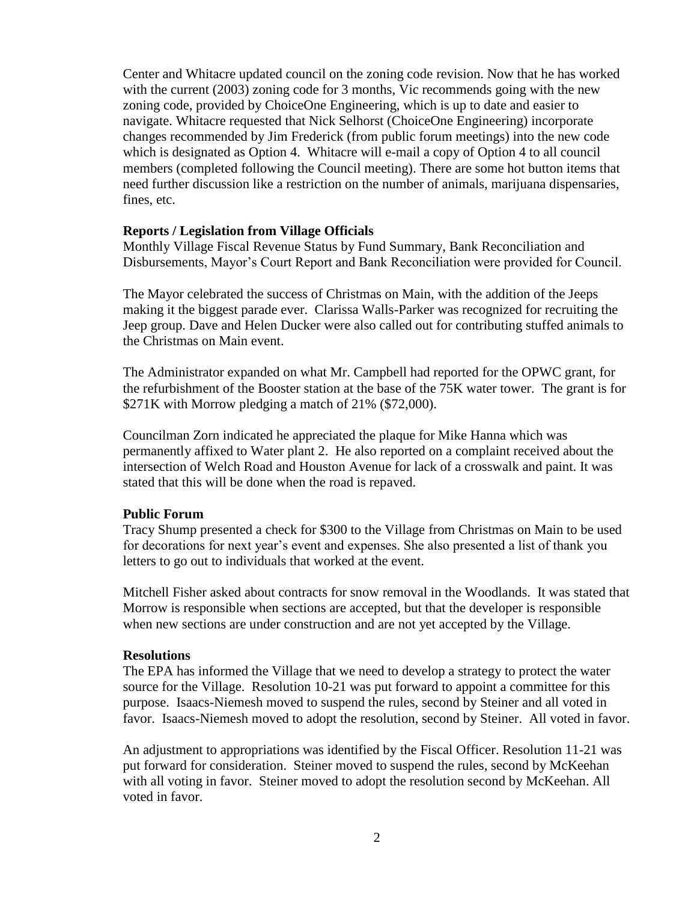Center and Whitacre updated council on the zoning code revision. Now that he has worked with the current (2003) zoning code for 3 months, Vic recommends going with the new zoning code, provided by ChoiceOne Engineering, which is up to date and easier to navigate. Whitacre requested that Nick Selhorst (ChoiceOne Engineering) incorporate changes recommended by Jim Frederick (from public forum meetings) into the new code which is designated as Option 4. Whitacre will e-mail a copy of Option 4 to all council members (completed following the Council meeting). There are some hot button items that need further discussion like a restriction on the number of animals, marijuana dispensaries, fines, etc.

**Reports / Legislation from Village Officials**

Monthly Village Fiscal Revenue Status by Fund Summary, Bank Reconciliation and Disbursements, Mayor's Court Report and Bank Reconciliation were provided for Council.

The Mayor celebrated the success of Christmas on Main, with the addition of the Jeeps making it the biggest parade ever. Clarissa Walls-Parker was recognized for recruiting the Jeep group. Dave and Helen Ducker were also called out for contributing stuffed animals to the Christmas on Main event.

The Administrator expanded on what Mr. Campbell had reported for the OPWC grant, for the refurbishment of the Booster station at the base of the 75K water tower. The grant is for $271K with Morrow pledging a match of 21% ($72,000).

Councilman Zorn indicated he appreciated the plaque for Mike Hanna which was permanently affixed to Water plant 2. He also reported on a complaint received about the intersection of Welch Road and Houston Avenue for lack of a crosswalk and paint. It was stated that this will be done when the road is repaved.

**Public Forum**

Tracy Shump presented a check for $300 to the Village from Christmas on Main to be used for decorations for next year's event and expenses. She also presented a list of thank you letters to go out to individuals that worked at the event.

Mitchell Fisher asked about contracts for snow removal in the Woodlands. It was stated that Morrow is responsible when sections are accepted, but that the developer is responsible when new sections are under construction and are not yet accepted by the Village.

**Resolutions**

The EPA has informed the Village that we need to develop a strategy to protect the water source for the Village. Resolution 10-21 was put forward to appoint a committee for this purpose. Isaacs-Niemesh moved to suspend the rules, second by Steiner and all voted in favor. Isaacs-Niemesh moved to adopt the resolution, second by Steiner. All voted in favor.

An adjustment to appropriations was identified by the Fiscal Officer. Resolution 11-21 was put forward for consideration. Steiner moved to suspend the rules, second by McKeehan with all voting in favor. Steiner moved to adopt the resolution second by McKeehan. All voted in favor.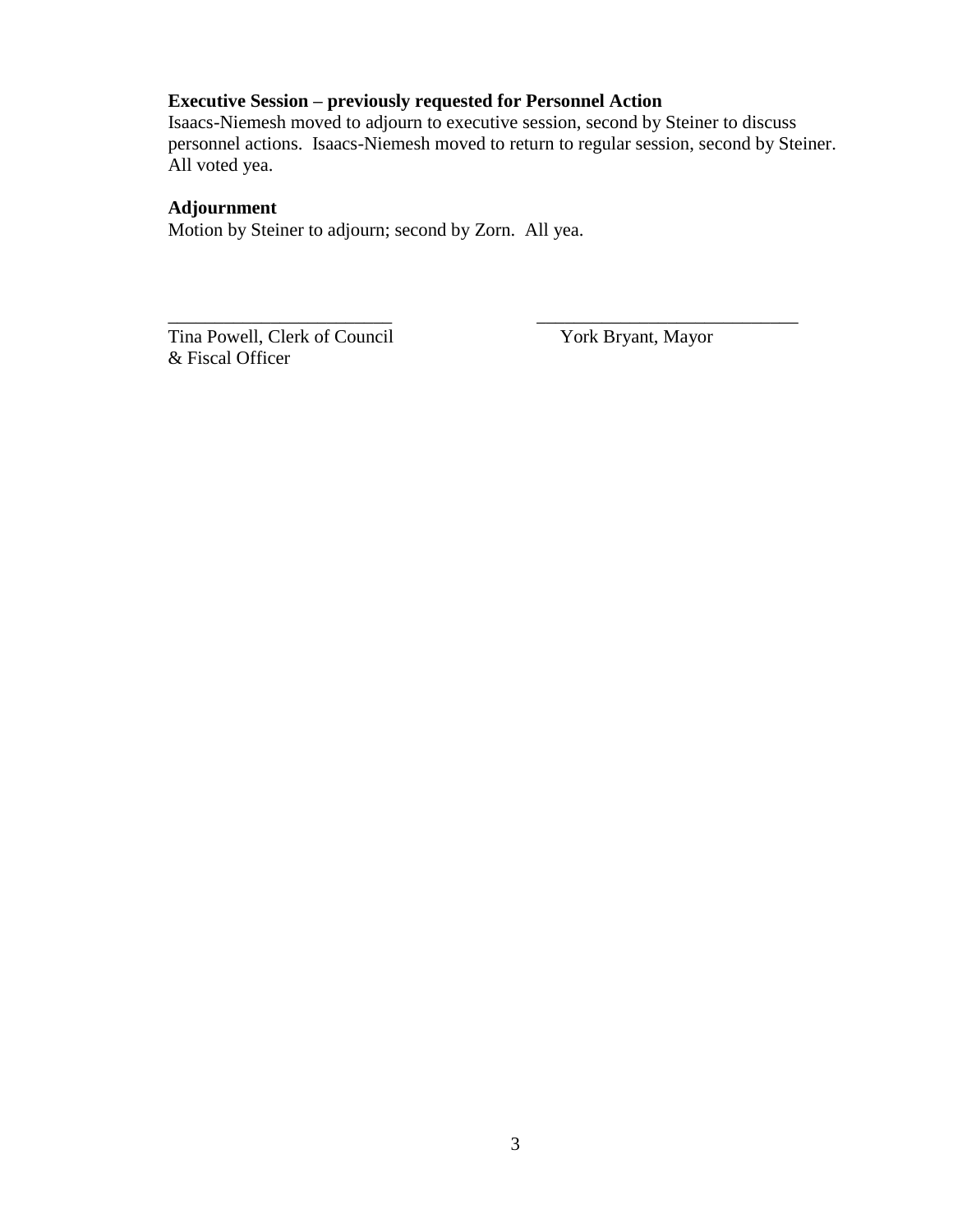**Executive Session – previously requested for Personnel Action**

Isaacs-Niemesh moved to adjourn to executive session, second by Steiner to discuss personnel actions. Isaacs-Niemesh moved to return to regular session, second by Steiner. All voted yea.

**Adjournment**

Motion by Steiner to adjourn; second by Zorn. All yea.

________________________ ____________________________

Tina Powell, Clerk of Council & Fiscal Officer

York Bryant, Mayor